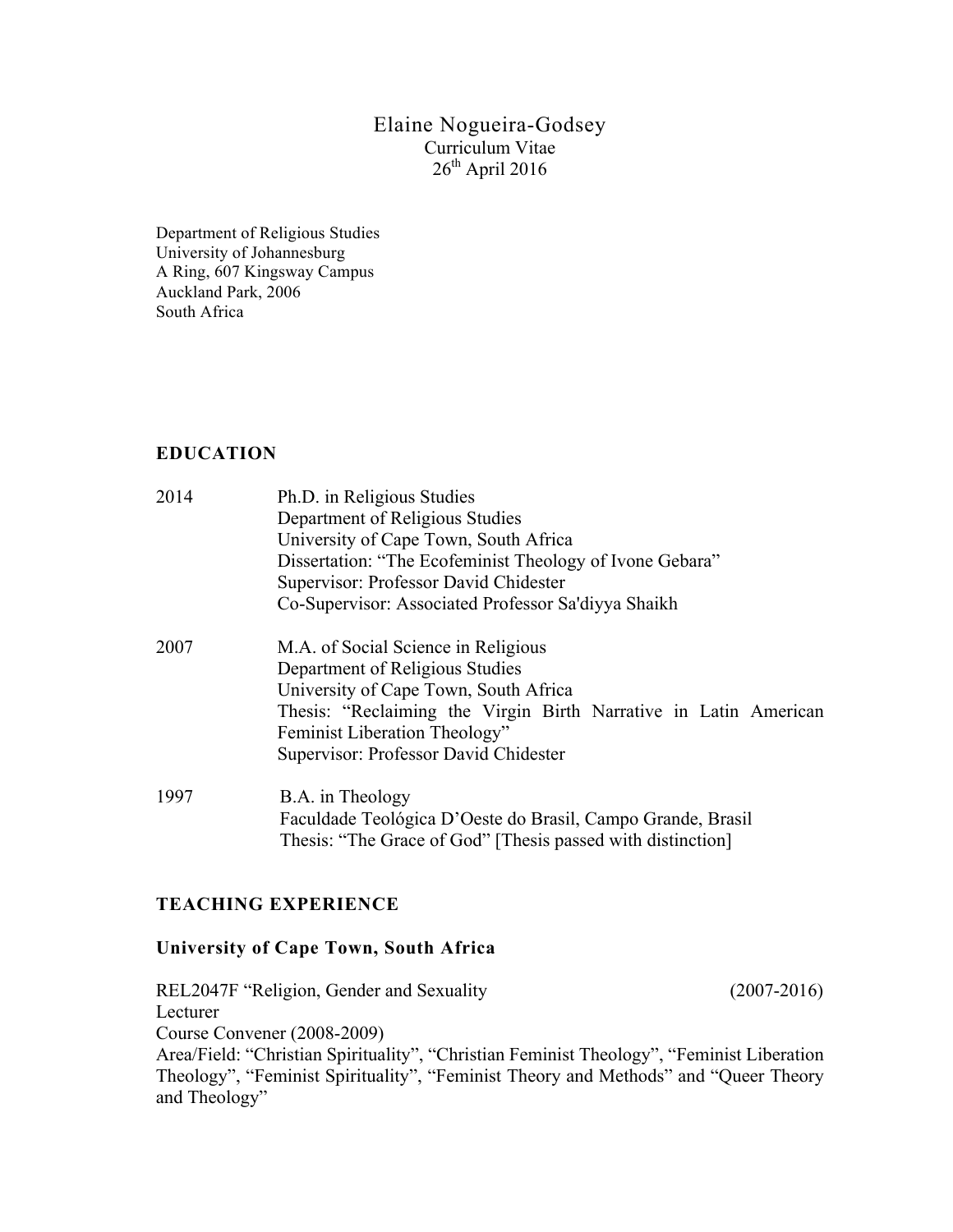# Elaine Nogueira-Godsey

Curriculum Vitae
26th April 2016

Department of Religious Studies
University of Johannesburg
A Ring, 607 Kingsway Campus
Auckland Park, 2006
South Africa

## EDUCATION

2014 Ph.D. in Religious Studies
Department of Religious Studies
University of Cape Town, South Africa
Dissertation: "The Ecofeminist Theology of Ivone Gebara"
Supervisor: Professor David Chidester
Co-Supervisor: Associated Professor Sa'diyya Shaikh

2007 M.A. of Social Science in Religious
Department of Religious Studies
University of Cape Town, South Africa
Thesis: "Reclaiming the Virgin Birth Narrative in Latin American Feminist Liberation Theology"
Supervisor: Professor David Chidester

1997 B.A. in Theology
Faculdade Teológica D'Oeste do Brasil, Campo Grande, Brasil
Thesis: "The Grace of God" [Thesis passed with distinction]

## TEACHING EXPERIENCE

### University of Cape Town, South Africa

REL2047F "Religion, Gender and Sexuality (2007-2016)
Lecturer
Course Convener (2008-2009)
Area/Field: "Christian Spirituality", "Christian Feminist Theology", "Feminist Liberation Theology", "Feminist Spirituality", "Feminist Theory and Methods" and "Queer Theory and Theology"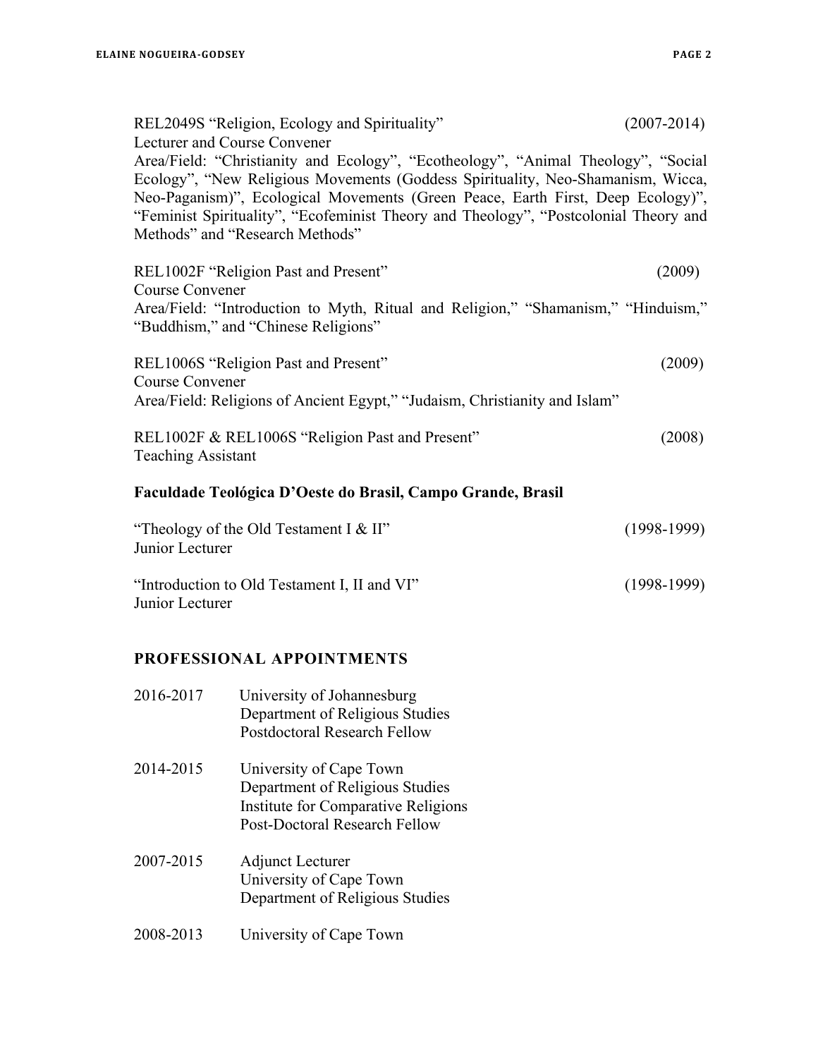REL2049S “Religion, Ecology and Spirituality” (2007-2014)
Lecturer and Course Convener
Area/Field: “Christianity and Ecology”, “Ecotheology”, “Animal Theology”, “Social Ecology”, “New Religious Movements (Goddess Spirituality, Neo-Shamanism, Wicca, Neo-Paganism)”, Ecological Movements (Green Peace, Earth First, Deep Ecology)”, “Feminist Spirituality”, “Ecofeminist Theory and Theology”, “Postcolonial Theory and Methods” and “Research Methods”

REL1002F “Religion Past and Present” (2009)
Course Convener
Area/Field: “Introduction to Myth, Ritual and Religion,” “Shamanism,” “Hinduism,” “Buddhism,” and “Chinese Religions”

REL1006S “Religion Past and Present” (2009)
Course Convener
Area/Field: Religions of Ancient Egypt,” “Judaism, Christianity and Islam”

REL1002F & REL1006S “Religion Past and Present” (2008)
Teaching Assistant

**Faculdade Teológica D’Oeste do Brasil, Campo Grande, Brasil**

“Theology of the Old Testament I & II” (1998-1999)
Junior Lecturer

“Introduction to Old Testament I, II and VI” (1998-1999)
Junior Lecturer

## PROFESSIONAL APPOINTMENTS

2016-2017 University of Johannesburg
Department of Religious Studies
Postdoctoral Research Fellow

2014-2015 University of Cape Town
Department of Religious Studies
Institute for Comparative Religions
Post-Doctoral Research Fellow

2007-2015 Adjunct Lecturer
University of Cape Town
Department of Religious Studies

2008-2013 University of Cape Town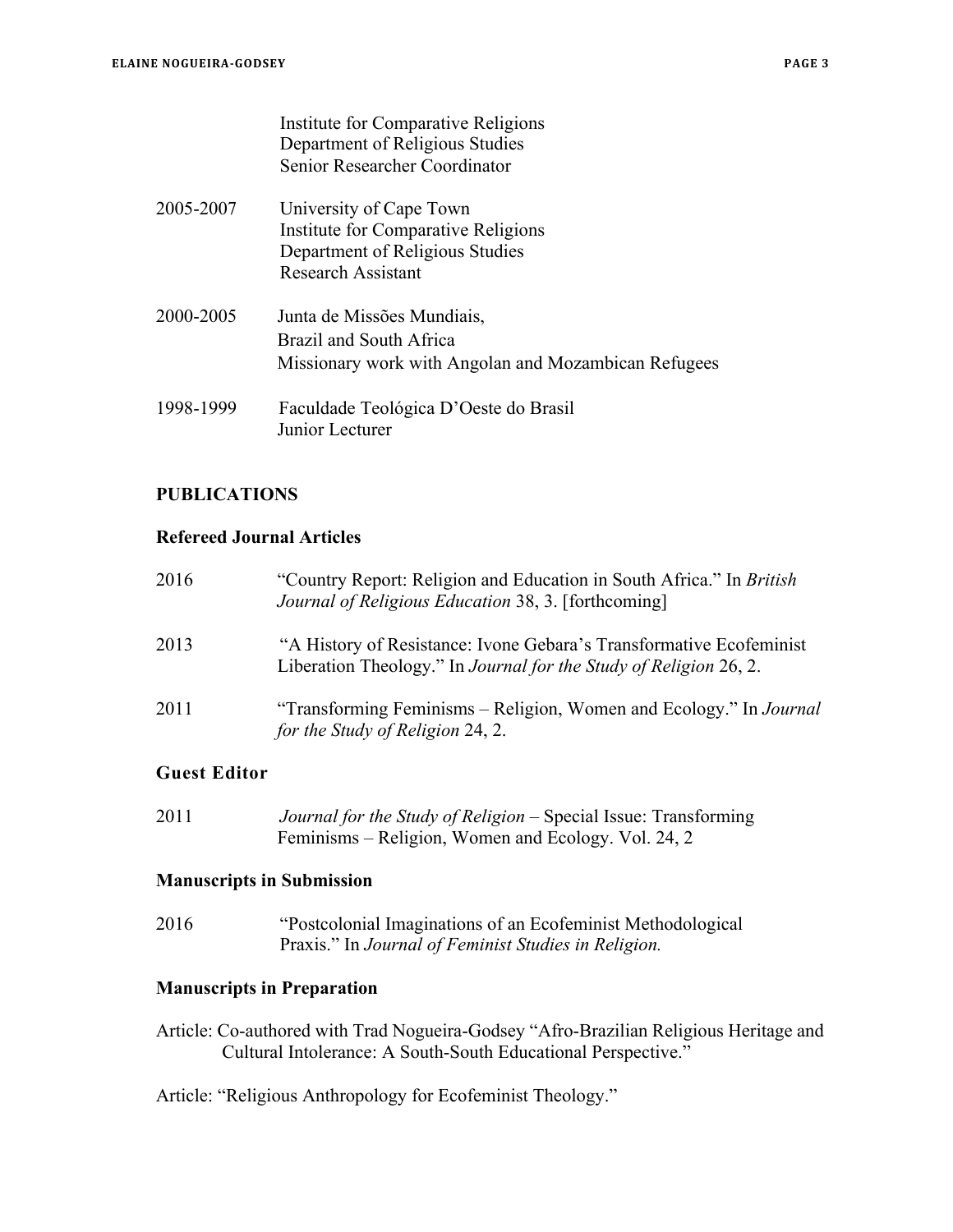Institute for Comparative Religions
Department of Religious Studies
Senior Researcher Coordinator

2005-2007 University of Cape Town
Institute for Comparative Religions
Department of Religious Studies
Research Assistant

2000-2005 Junta de Missões Mundiais,
Brazil and South Africa
Missionary work with Angolan and Mozambican Refugees

1998-1999 Faculdade Teológica D'Oeste do Brasil
Junior Lecturer

## PUBLICATIONS

### Refereed Journal Articles

2016 "Country Report: Religion and Education in South Africa." In *British Journal of Religious Education* 38, 3. [forthcoming]

2013 "A History of Resistance: Ivone Gebara's Transformative Ecofeminist Liberation Theology." In *Journal for the Study of Religion* 26, 2.

2011 "Transforming Feminisms – Religion, Women and Ecology." In *Journal for the Study of Religion* 24, 2.

### Guest Editor

2011 *Journal for the Study of Religion* – Special Issue: Transforming Feminisms – Religion, Women and Ecology. Vol. 24, 2

### Manuscripts in Submission

2016 "Postcolonial Imaginations of an Ecofeminist Methodological Praxis." In *Journal of Feminist Studies in Religion.*

### Manuscripts in Preparation

Article: Co-authored with Trad Nogueira-Godsey "Afro-Brazilian Religious Heritage and Cultural Intolerance: A South-South Educational Perspective."

Article: "Religious Anthropology for Ecofeminist Theology."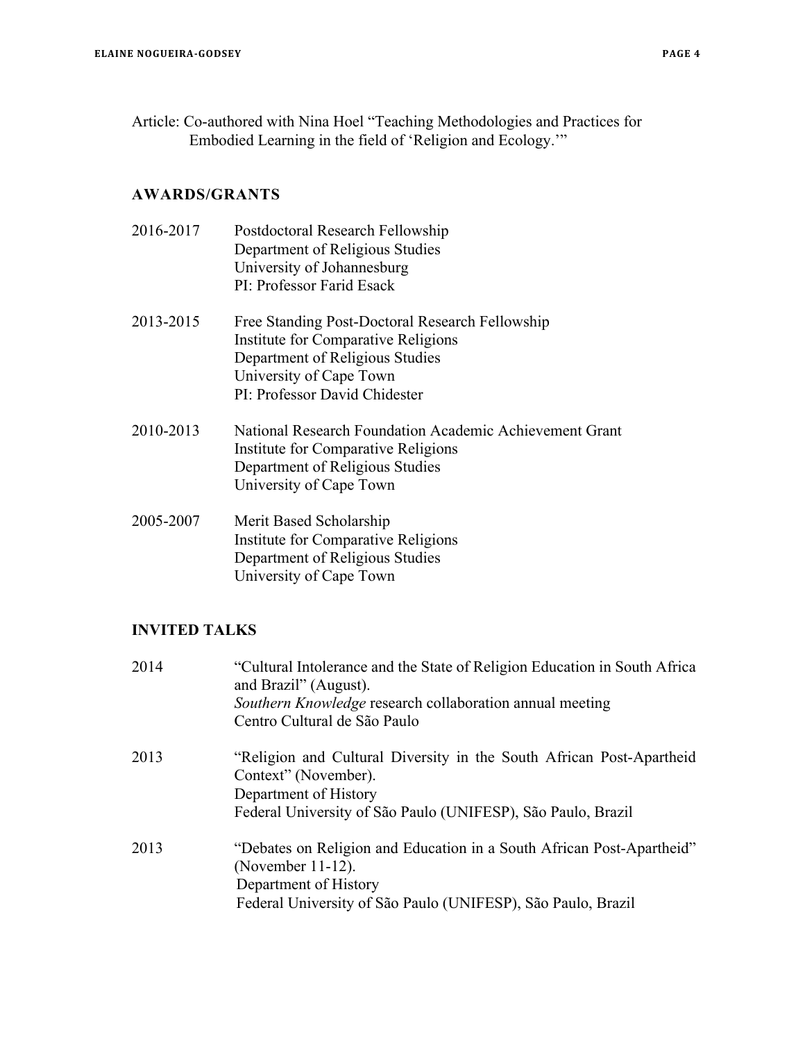Article: Co-authored with Nina Hoel "Teaching Methodologies and Practices for Embodied Learning in the field of 'Religion and Ecology.'"

## AWARDS/GRANTS

2016-2017 — Postdoctoral Research Fellowship
Department of Religious Studies
University of Johannesburg
PI: Professor Farid Esack

2013-2015 — Free Standing Post-Doctoral Research Fellowship
Institute for Comparative Religions
Department of Religious Studies
University of Cape Town
PI: Professor David Chidester

2010-2013 — National Research Foundation Academic Achievement Grant
Institute for Comparative Religions
Department of Religious Studies
University of Cape Town

2005-2007 — Merit Based Scholarship
Institute for Comparative Religions
Department of Religious Studies
University of Cape Town

## INVITED TALKS

2014 — "Cultural Intolerance and the State of Religion Education in South Africa and Brazil" (August).
*Southern Knowledge* research collaboration annual meeting
Centro Cultural de São Paulo

2013 — "Religion and Cultural Diversity in the South African Post-Apartheid Context" (November).
Department of History
Federal University of São Paulo (UNIFESP), São Paulo, Brazil

2013 — "Debates on Religion and Education in a South African Post-Apartheid" (November 11-12).
Department of History
Federal University of São Paulo (UNIFESP), São Paulo, Brazil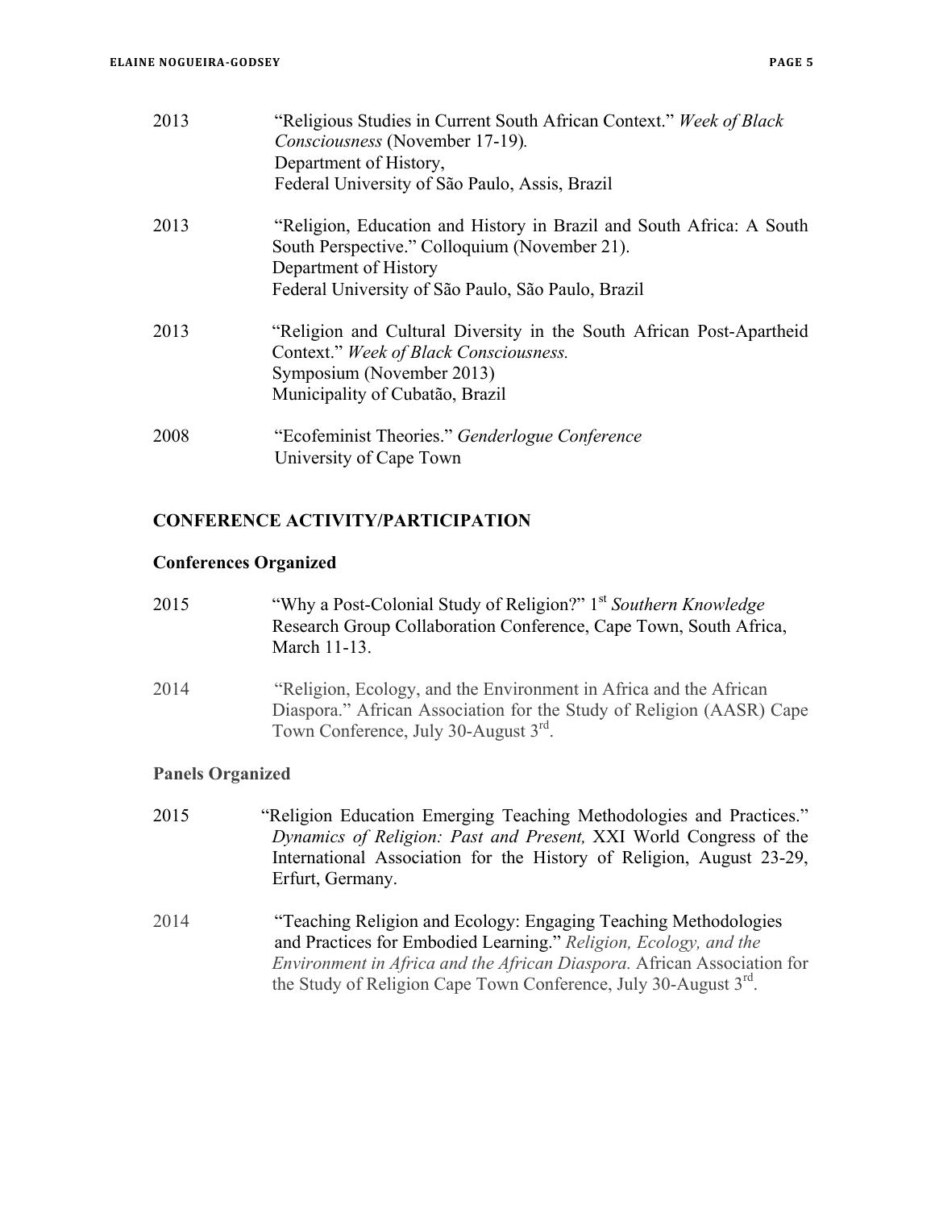2013 "Religious Studies in Current South African Context." *Week of Black Consciousness* (November 17-19).
Department of History,
Federal University of São Paulo, Assis, Brazil

2013 "Religion, Education and History in Brazil and South Africa: A South South Perspective." Colloquium (November 21).
Department of History
Federal University of São Paulo, São Paulo, Brazil

2013 "Religion and Cultural Diversity in the South African Post-Apartheid Context." *Week of Black Consciousness.*
Symposium (November 2013)
Municipality of Cubatão, Brazil

2008 "Ecofeminist Theories." *Genderlogue Conference*
University of Cape Town

## CONFERENCE ACTIVITY/PARTICIPATION

### Conferences Organized

2015 "Why a Post-Colonial Study of Religion?" 1st *Southern Knowledge* Research Group Collaboration Conference, Cape Town, South Africa, March 11-13.

2014 "Religion, Ecology, and the Environment in Africa and the African Diaspora." African Association for the Study of Religion (AASR) Cape Town Conference, July 30-August 3rd.

### Panels Organized

2015 "Religion Education Emerging Teaching Methodologies and Practices." *Dynamics of Religion: Past and Present,* XXI World Congress of the International Association for the History of Religion, August 23-29, Erfurt, Germany.

2014 "Teaching Religion and Ecology: Engaging Teaching Methodologies and Practices for Embodied Learning." *Religion, Ecology, and the Environment in Africa and the African Diaspora.* African Association for the Study of Religion Cape Town Conference, July 30-August 3rd.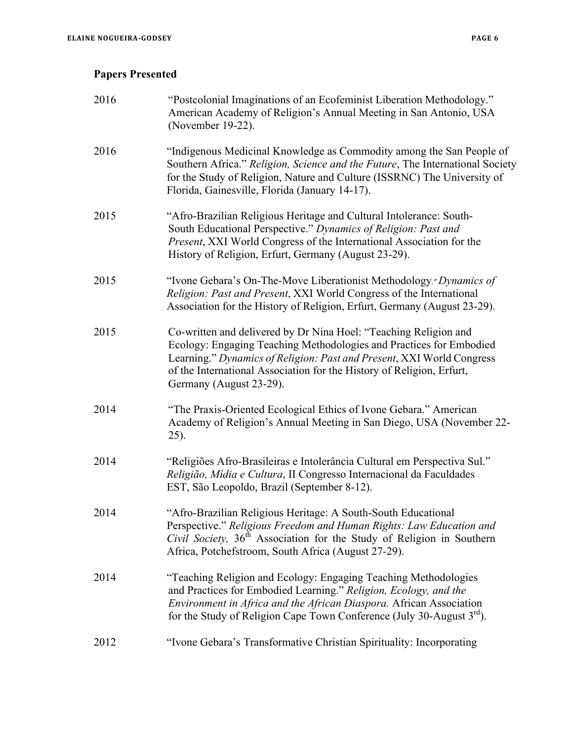## Papers Presented

2016 “Postcolonial Imaginations of an Ecofeminist Liberation Methodology.” American Academy of Religion’s Annual Meeting in San Antonio, USA (November 19-22).

2016 “Indigenous Medicinal Knowledge as Commodity among the San People of Southern Africa.” *Religion, Science and the Future*, The International Society for the Study of Religion, Nature and Culture (ISSRNC) The University of Florida, Gainesville, Florida (January 14-17).

2015 “Afro-Brazilian Religious Heritage and Cultural Intolerance: South-South Educational Perspective.” *Dynamics of Religion: Past and Present*, XXI World Congress of the International Association for the History of Religion, Erfurt, Germany (August 23-29).

2015 “Ivone Gebara’s On-The-Move Liberationist Methodology.” *Dynamics of Religion: Past and Present*, XXI World Congress of the International Association for the History of Religion, Erfurt, Germany (August 23-29).

2015 Co-written and delivered by Dr Nina Hoel: “Teaching Religion and Ecology: Engaging Teaching Methodologies and Practices for Embodied Learning.” *Dynamics of Religion: Past and Present*, XXI World Congress of the International Association for the History of Religion, Erfurt, Germany (August 23-29).

2014 “The Praxis-Oriented Ecological Ethics of Ivone Gebara.” American Academy of Religion’s Annual Meeting in San Diego, USA (November 22-25).

2014 “Religiões Afro-Brasileiras e Intolerância Cultural em Perspectiva Sul.” *Religião, Mídia e Cultura*, II Congresso Internacional da Faculdades EST, São Leopoldo, Brazil (September 8-12).

2014 “Afro-Brazilian Religious Heritage: A South-South Educational Perspective.” *Religious Freedom and Human Rights: Law Education and Civil Society,* 36th Association for the Study of Religion in Southern Africa, Potchefstroom, South Africa (August 27-29).

2014 “Teaching Religion and Ecology: Engaging Teaching Methodologies and Practices for Embodied Learning.” *Religion, Ecology, and the Environment in Africa and the African Diaspora.* African Association for the Study of Religion Cape Town Conference (July 30-August 3rd).

2012 “Ivone Gebara’s Transformative Christian Spirituality: Incorporating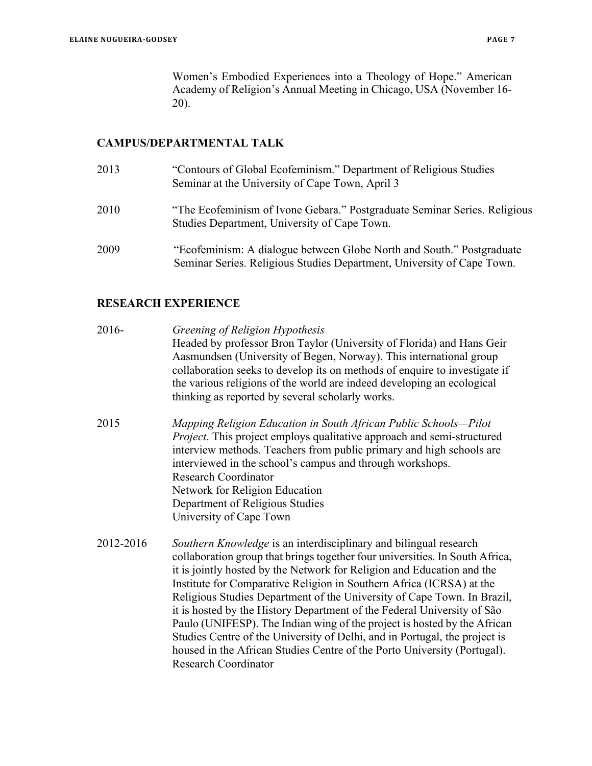Women's Embodied Experiences into a Theology of Hope." American Academy of Religion's Annual Meeting in Chicago, USA (November 16-20).

## CAMPUS/DEPARTMENTAL TALK

2013 "Contours of Global Ecofeminism." Department of Religious Studies Seminar at the University of Cape Town, April 3

2010 "The Ecofeminism of Ivone Gebara." Postgraduate Seminar Series. Religious Studies Department, University of Cape Town.

2009 "Ecofeminism: A dialogue between Globe North and South." Postgraduate Seminar Series. Religious Studies Department, University of Cape Town.

## RESEARCH EXPERIENCE

2016- *Greening of Religion Hypothesis*
Headed by professor Bron Taylor (University of Florida) and Hans Geir Aasmundsen (University of Begen, Norway). This international group collaboration seeks to develop its on methods of enquire to investigate if the various religions of the world are indeed developing an ecological thinking as reported by several scholarly works.

2015 *Mapping Religion Education in South African Public Schools—Pilot Project*. This project employs qualitative approach and semi-structured interview methods. Teachers from public primary and high schools are interviewed in the school's campus and through workshops.
Research Coordinator
Network for Religion Education
Department of Religious Studies
University of Cape Town

2012-2016 *Southern Knowledge* is an interdisciplinary and bilingual research collaboration group that brings together four universities. In South Africa, it is jointly hosted by the Network for Religion and Education and the Institute for Comparative Religion in Southern Africa (ICRSA) at the Religious Studies Department of the University of Cape Town. In Brazil, it is hosted by the History Department of the Federal University of São Paulo (UNIFESP). The Indian wing of the project is hosted by the African Studies Centre of the University of Delhi, and in Portugal, the project is housed in the African Studies Centre of the Porto University (Portugal).
Research Coordinator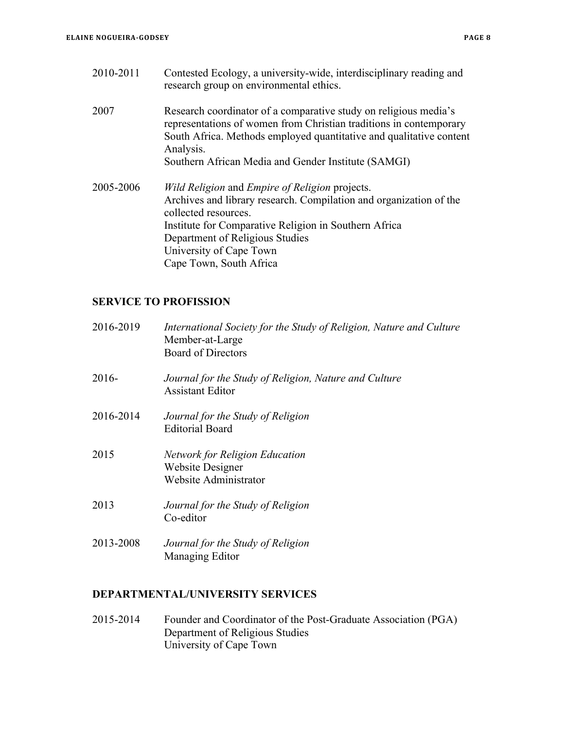2010-2011 Contested Ecology, a university-wide, interdisciplinary reading and research group on environmental ethics.

2007 Research coordinator of a comparative study on religious media's representations of women from Christian traditions in contemporary South Africa. Methods employed quantitative and qualitative content Analysis.
Southern African Media and Gender Institute (SAMGI)

2005-2006 *Wild Religion* and *Empire of Religion* projects.
Archives and library research. Compilation and organization of the collected resources.
Institute for Comparative Religion in Southern Africa
Department of Religious Studies
University of Cape Town
Cape Town, South Africa

## SERVICE TO PROFISSION

2016-2019 *International Society for the Study of Religion, Nature and Culture*
Member-at-Large
Board of Directors

2016- *Journal for the Study of Religion, Nature and Culture*
Assistant Editor

2016-2014 *Journal for the Study of Religion*
Editorial Board

2015 *Network for Religion Education*
Website Designer
Website Administrator

2013 *Journal for the Study of Religion*
Co-editor

2013-2008 *Journal for the Study of Religion*
Managing Editor

## DEPARTMENTAL/UNIVERSITY SERVICES

2015-2014 Founder and Coordinator of the Post-Graduate Association (PGA)
Department of Religious Studies
University of Cape Town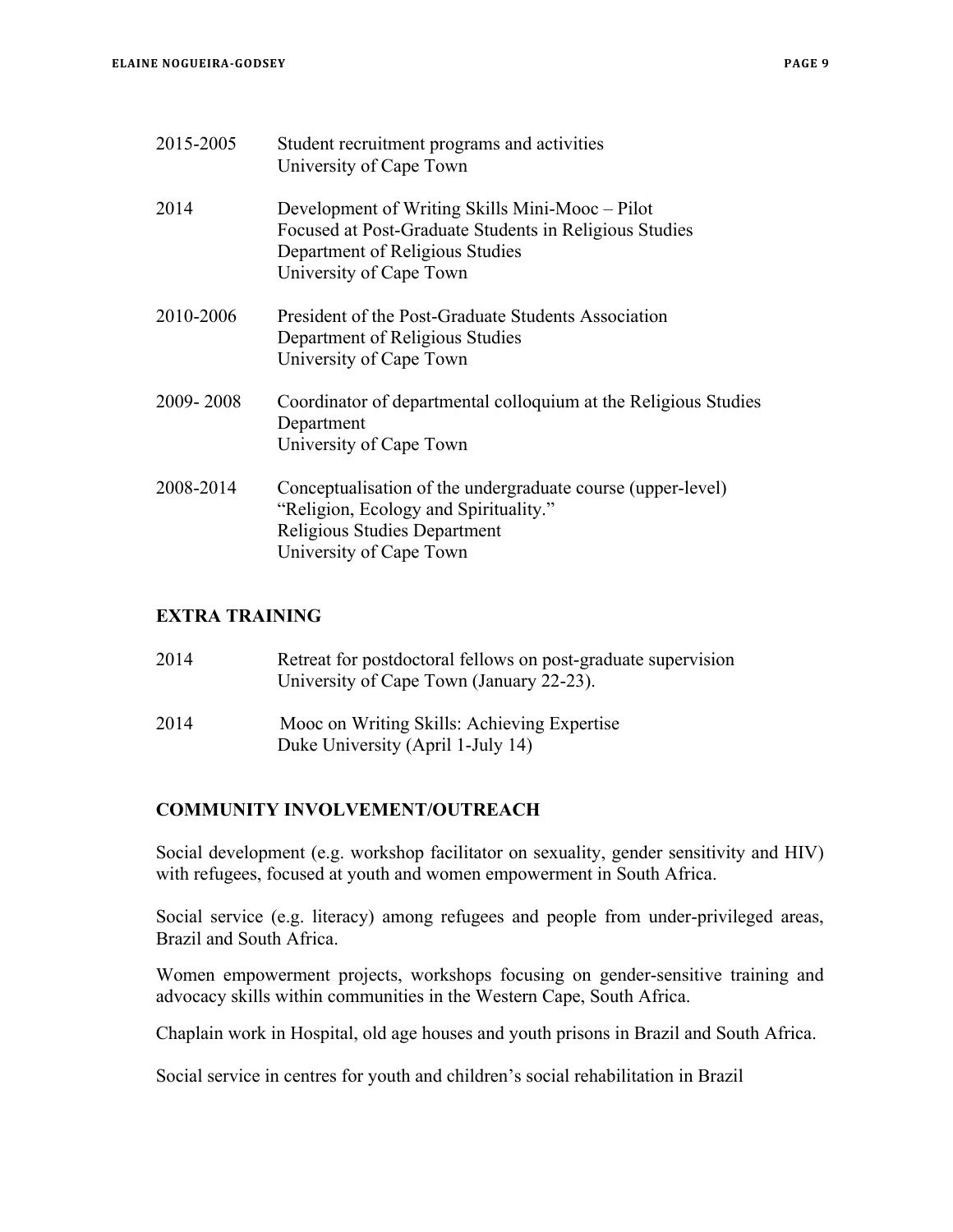2015-2005 Student recruitment programs and activities
University of Cape Town

2014 Development of Writing Skills Mini-Mooc – Pilot
Focused at Post-Graduate Students in Religious Studies
Department of Religious Studies
University of Cape Town

2010-2006 President of the Post-Graduate Students Association
Department of Religious Studies
University of Cape Town

2009- 2008 Coordinator of departmental colloquium at the Religious Studies Department
University of Cape Town

2008-2014 Conceptualisation of the undergraduate course (upper-level) "Religion, Ecology and Spirituality."
Religious Studies Department
University of Cape Town

## EXTRA TRAINING

2014 Retreat for postdoctoral fellows on post-graduate supervision
University of Cape Town (January 22-23).

2014 Mooc on Writing Skills: Achieving Expertise
Duke University (April 1-July 14)

## COMMUNITY INVOLVEMENT/OUTREACH

Social development (e.g. workshop facilitator on sexuality, gender sensitivity and HIV) with refugees, focused at youth and women empowerment in South Africa.

Social service (e.g. literacy) among refugees and people from under-privileged areas, Brazil and South Africa.

Women empowerment projects, workshops focusing on gender-sensitive training and advocacy skills within communities in the Western Cape, South Africa.

Chaplain work in Hospital, old age houses and youth prisons in Brazil and South Africa.

Social service in centres for youth and children's social rehabilitation in Brazil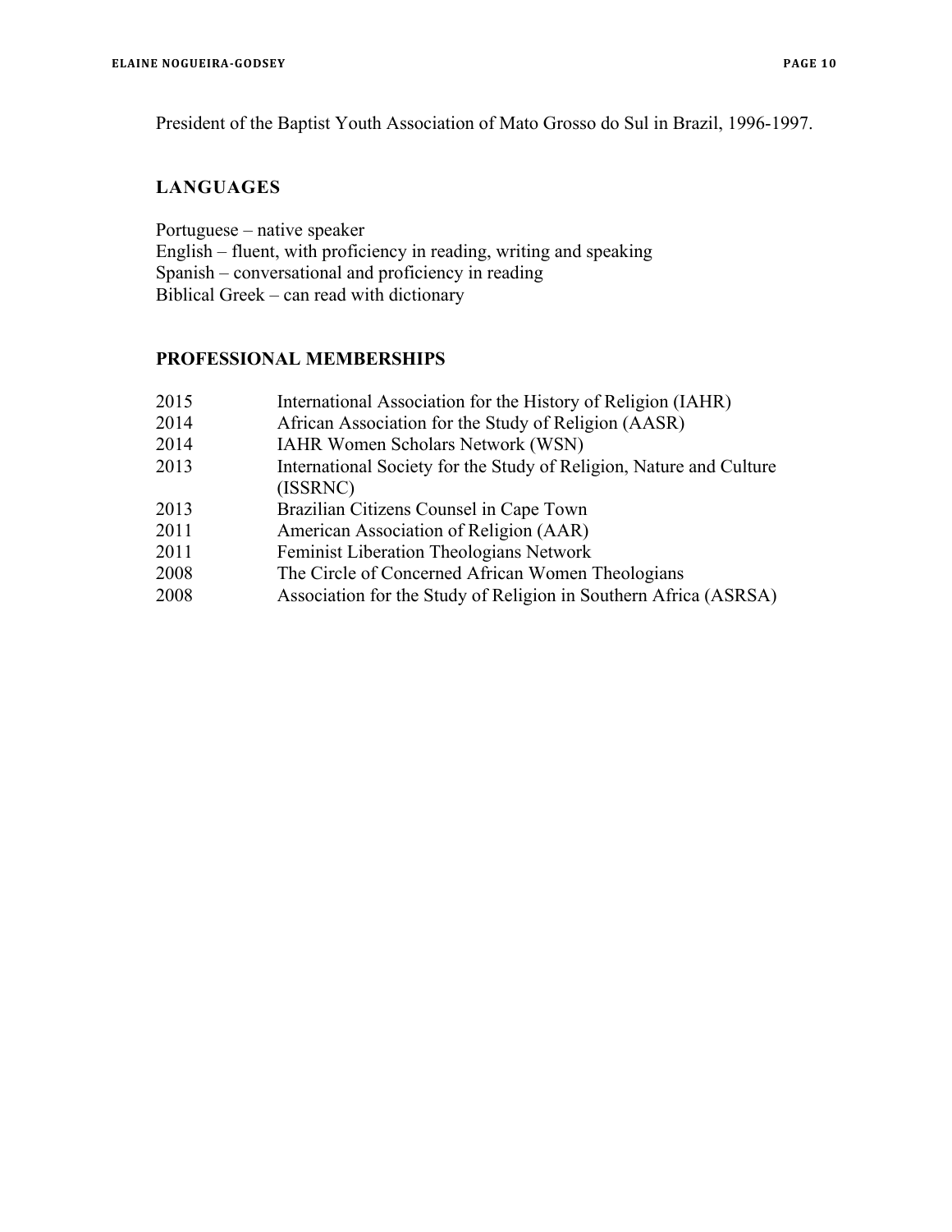President of the Baptist Youth Association of Mato Grosso do Sul in Brazil, 1996-1997.

## LANGUAGES

Portuguese – native speaker
English – fluent, with proficiency in reading, writing and speaking
Spanish – conversational and proficiency in reading
Biblical Greek – can read with dictionary

## PROFESSIONAL MEMBERSHIPS

| | |
|---|---|
| 2015 | International Association for the History of Religion (IAHR) |
| 2014 | African Association for the Study of Religion (AASR) |
| 2014 | IAHR Women Scholars Network (WSN) |
| 2013 | International Society for the Study of Religion, Nature and Culture (ISSRNC) |
| 2013 | Brazilian Citizens Counsel in Cape Town |
| 2011 | American Association of Religion (AAR) |
| 2011 | Feminist Liberation Theologians Network |
| 2008 | The Circle of Concerned African Women Theologians |
| 2008 | Association for the Study of Religion in Southern Africa (ASRSA) |